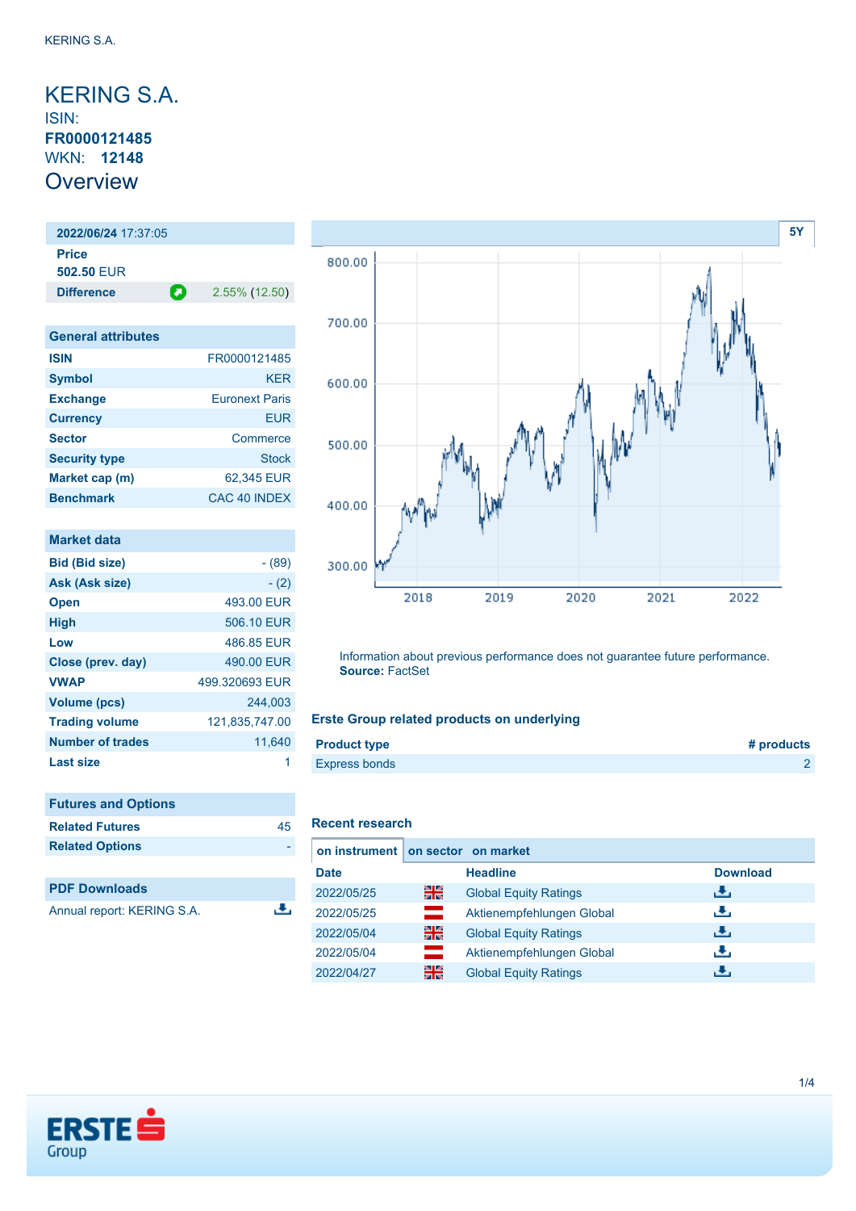# KERING S.A.

ISIN:
**FR0000121485**
WKN: **12148**

## Overview

| **2022/06/24** 17:37:05 | |
|---|---|
| **Price** | |
| **502.50** EUR | |
| **Difference** | 2.55% (12.50) |

| General attributes | |
|---|---|
| **ISIN** | FR0000121485 |
| **Symbol** | KER |
| **Exchange** | Euronext Paris |
| **Currency** | EUR |
| **Sector** | Commerce |
| **Security type** | Stock |
| **Market cap (m)** | 62,345 EUR |
| **Benchmark** | CAC 40 INDEX |

| Market data | |
|---|---|
| **Bid (Bid size)** | - (89) |
| **Ask (Ask size)** | - (2) |
| **Open** | 493.00 EUR |
| **High** | 506.10 EUR |
| **Low** | 486.85 EUR |
| **Close (prev. day)** | 490.00 EUR |
| **VWAP** | 499.320693 EUR |
| **Volume (pcs)** | 244,003 |
| **Trading volume** | 121,835,747.00 |
| **Number of trades** | 11,640 |
| **Last size** | 1 |

| Futures and Options | |
|---|---|
| **Related Futures** | 45 |
| **Related Options** | - |

### PDF Downloads

Annual report: KERING S.A.

5Y

Information about previous performance does not guarantee future performance.
**Source:** FactSet

### Erste Group related products on underlying

| Product type | # products |
|---|---|
| Express bonds | 2 |

### Recent research

on instrument | on sector | on market

| Date | | Headline | Download |
|---|---|---|---|
| 2022/05/25 | | Global Equity Ratings | |
| 2022/05/25 | | Aktienempfehlungen Global | |
| 2022/05/04 | | Global Equity Ratings | |
| 2022/05/04 | | Aktienempfehlungen Global | |
| 2022/04/27 | | Global Equity Ratings | |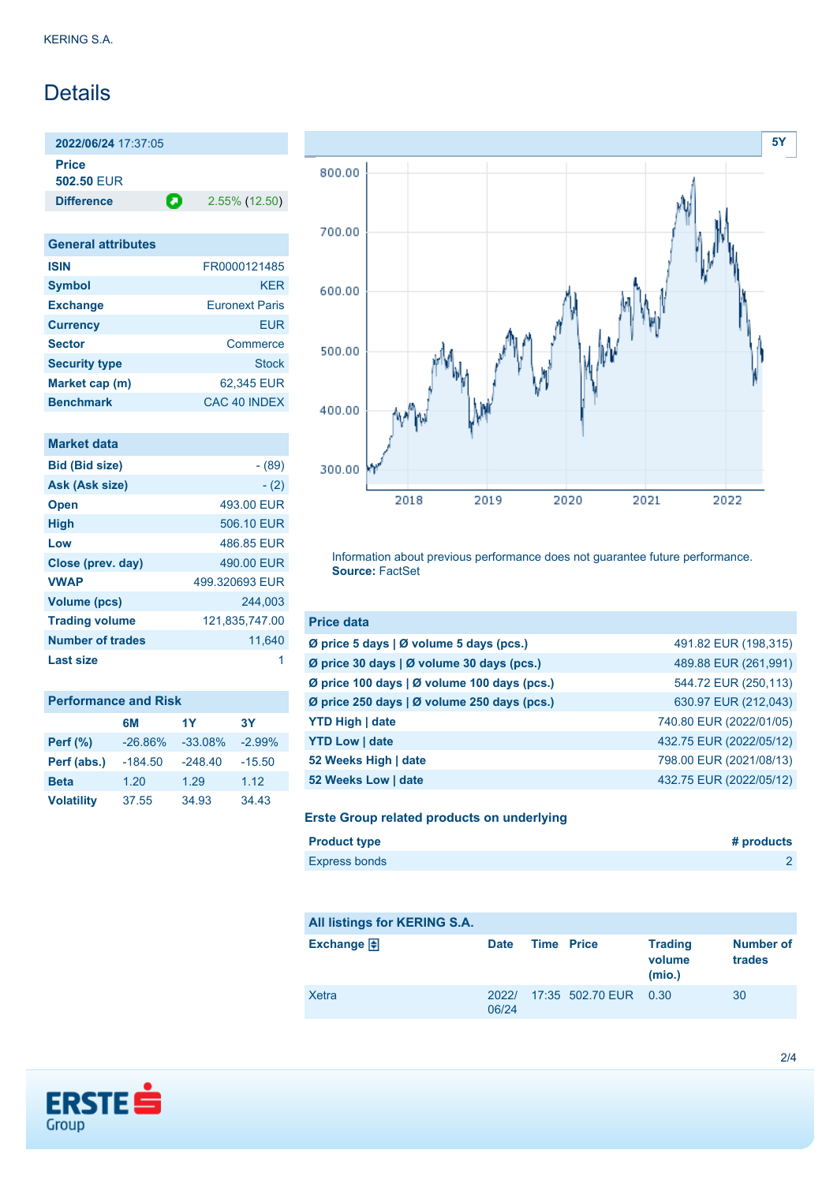KERING S.A.

# Details

| 2022/06/24 17:37:05 | |
|---|---|
| **Price** 502.50 EUR | |
| **Difference** | 2.55% (12.50) |

| General attributes | |
|---|---|
| **ISIN** | FR0000121485 |
| **Symbol** | KER |
| **Exchange** | Euronext Paris |
| **Currency** | EUR |
| **Sector** | Commerce |
| **Security type** | Stock |
| **Market cap (m)** | 62,345 EUR |
| **Benchmark** | CAC 40 INDEX |

| Market data | |
|---|---|
| **Bid (Bid size)** | - (89) |
| **Ask (Ask size)** | - (2) |
| **Open** | 493.00 EUR |
| **High** | 506.10 EUR |
| **Low** | 486.85 EUR |
| **Close (prev. day)** | 490.00 EUR |
| **VWAP** | 499.320693 EUR |
| **Volume (pcs)** | 244,003 |
| **Trading volume** | 121,835,747.00 |
| **Number of trades** | 11,640 |
| **Last size** | 1 |

| Performance and Risk | 6M | 1Y | 3Y |
|---|---|---|---|
| **Perf (%)** | -26.86% | -33.08% | -2.99% |
| **Perf (abs.)** | -184.50 | -248.40 | -15.50 |
| **Beta** | 1.20 | 1.29 | 1.12 |
| **Volatility** | 37.55 | 34.93 | 34.43 |

Information about previous performance does not guarantee future performance.
**Source:** FactSet

| Price data | |
|---|---|
| **Ø price 5 days \| Ø volume 5 days (pcs.)** | 491.82 EUR (198,315) |
| **Ø price 30 days \| Ø volume 30 days (pcs.)** | 489.88 EUR (261,991) |
| **Ø price 100 days \| Ø volume 100 days (pcs.)** | 544.72 EUR (250,113) |
| **Ø price 250 days \| Ø volume 250 days (pcs.)** | 630.97 EUR (212,043) |
| **YTD High \| date** | 740.80 EUR (2022/01/05) |
| **YTD Low \| date** | 432.75 EUR (2022/05/12) |
| **52 Weeks High \| date** | 798.00 EUR (2021/08/13) |
| **52 Weeks Low \| date** | 432.75 EUR (2022/05/12) |

### Erste Group related products on underlying

| Product type | # products |
|---|---|
| Express bonds | 2 |

| All listings for KERING S.A. | | | | | |
|---|---|---|---|---|---|
| **Exchange** | **Date** | **Time** | **Price** | **Trading volume (mio.)** | **Number of trades** |
| Xetra | 2022/06/24 | 17:35 | 502.70 EUR | 0.30 | 30 |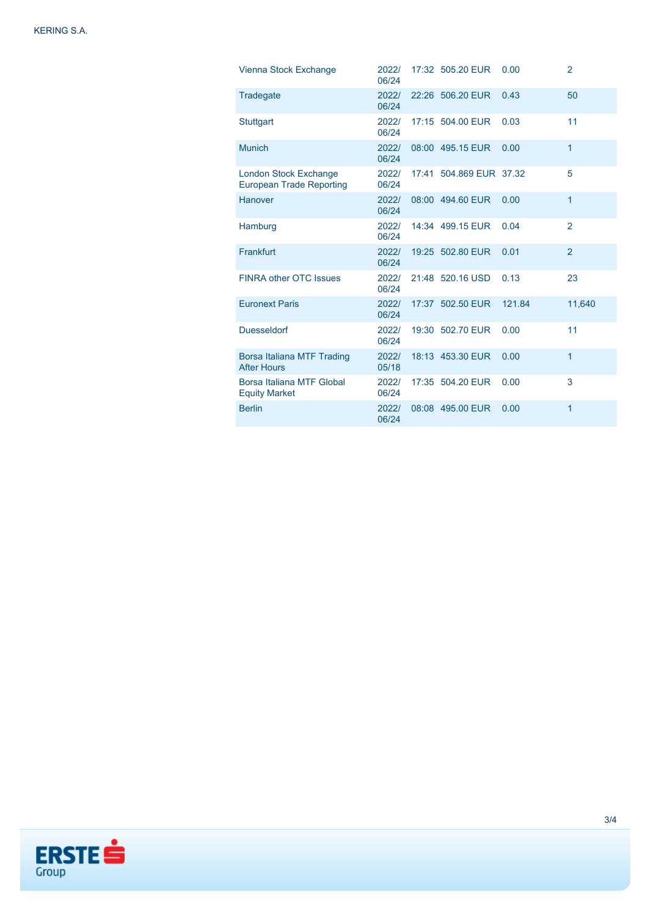| | | | | | |
|---|---|---|---|---|---|
| Vienna Stock Exchange | 2022/06/24 | 17:32 | 505.20 EUR | 0.00 | 2 |
| Tradegate | 2022/06/24 | 22:26 | 506.20 EUR | 0.43 | 50 |
| Stuttgart | 2022/06/24 | 17:15 | 504.00 EUR | 0.03 | 11 |
| Munich | 2022/06/24 | 08:00 | 495.15 EUR | 0.00 | 1 |
| London Stock Exchange European Trade Reporting | 2022/06/24 | 17:41 | 504.869 EUR | 37.32 | 5 |
| Hanover | 2022/06/24 | 08:00 | 494.60 EUR | 0.00 | 1 |
| Hamburg | 2022/06/24 | 14:34 | 499.15 EUR | 0.04 | 2 |
| Frankfurt | 2022/06/24 | 19:25 | 502.80 EUR | 0.01 | 2 |
| FINRA other OTC Issues | 2022/06/24 | 21:48 | 520.16 USD | 0.13 | 23 |
| Euronext Paris | 2022/06/24 | 17:37 | 502.50 EUR | 121.84 | 11,640 |
| Duesseldorf | 2022/06/24 | 19:30 | 502.70 EUR | 0.00 | 11 |
| Borsa Italiana MTF Trading After Hours | 2022/05/18 | 18:13 | 453.30 EUR | 0.00 | 1 |
| Borsa Italiana MTF Global Equity Market | 2022/06/24 | 17:35 | 504.20 EUR | 0.00 | 3 |
| Berlin | 2022/06/24 | 08:08 | 495.00 EUR | 0.00 | 1 |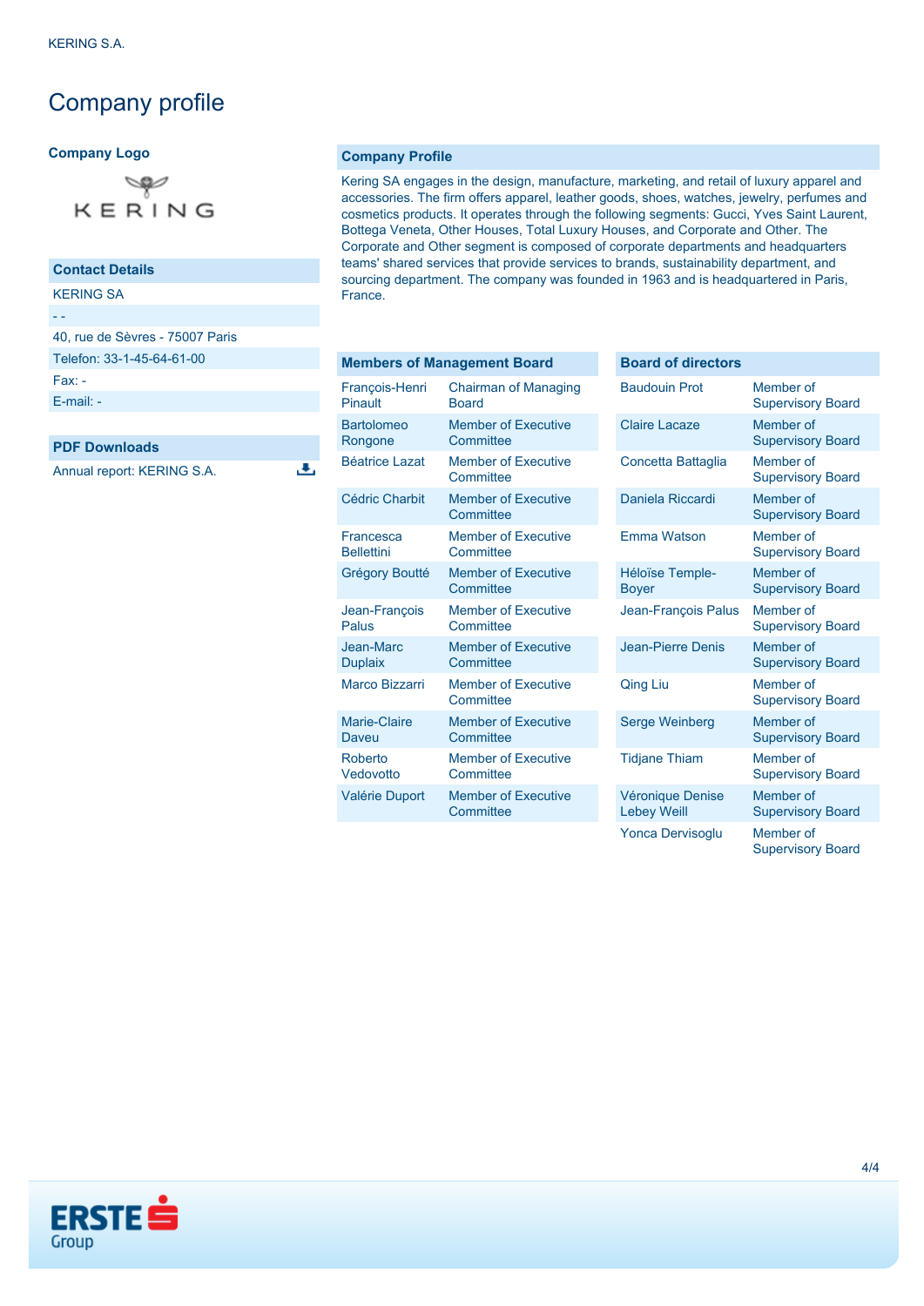# Company profile

### Company Logo

KERING

### Contact Details

KERING SA

- -

40, rue de Sèvres - 75007 Paris

Telefon: 33-1-45-64-61-00

Fax: -

E-mail: -

### PDF Downloads

Annual report: KERING S.A.

### Company Profile

Kering SA engages in the design, manufacture, marketing, and retail of luxury apparel and accessories. The firm offers apparel, leather goods, shoes, watches, jewelry, perfumes and cosmetics products. It operates through the following segments: Gucci, Yves Saint Laurent, Bottega Veneta, Other Houses, Total Luxury Houses, and Corporate and Other. The Corporate and Other segment is composed of corporate departments and headquarters teams' shared services that provide services to brands, sustainability department, and sourcing department. The company was founded in 1963 and is headquartered in Paris, France.

### Members of Management Board

| | |
|---|---|
| François-Henri Pinault | Chairman of Managing Board |
| Bartolomeo Rongone | Member of Executive Committee |
| Béatrice Lazat | Member of Executive Committee |
| Cédric Charbit | Member of Executive Committee |
| Francesca Bellettini | Member of Executive Committee |
| Grégory Boutté | Member of Executive Committee |
| Jean-François Palus | Member of Executive Committee |
| Jean-Marc Duplaix | Member of Executive Committee |
| Marco Bizzarri | Member of Executive Committee |
| Marie-Claire Daveu | Member of Executive Committee |
| Roberto Vedovotto | Member of Executive Committee |
| Valérie Duport | Member of Executive Committee |

### Board of directors

| | |
|---|---|
| Baudouin Prot | Member of Supervisory Board |
| Claire Lacaze | Member of Supervisory Board |
| Concetta Battaglia | Member of Supervisory Board |
| Daniela Riccardi | Member of Supervisory Board |
| Emma Watson | Member of Supervisory Board |
| Héloïse Temple-Boyer | Member of Supervisory Board |
| Jean-François Palus | Member of Supervisory Board |
| Jean-Pierre Denis | Member of Supervisory Board |
| Qing Liu | Member of Supervisory Board |
| Serge Weinberg | Member of Supervisory Board |
| Tidjane Thiam | Member of Supervisory Board |
| Véronique Denise Lebey Weill | Member of Supervisory Board |
| Yonca Dervisoglu | Member of Supervisory Board |